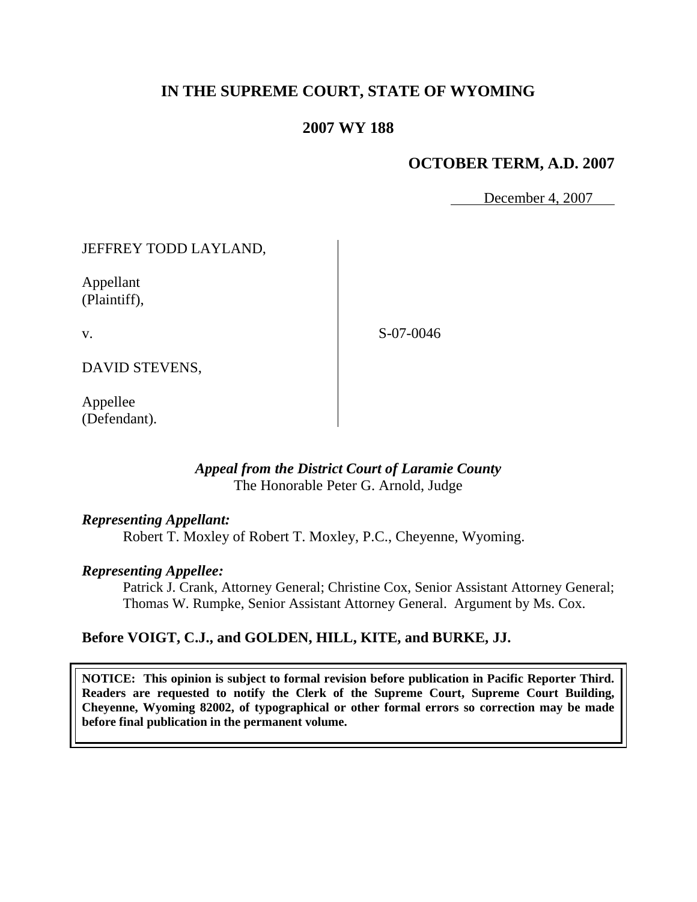# IN THE SUPREME COURT, STATE OF WYOMING

## 2007 WY 188

### OCTOBER TERM, A.D. 2007

December 4, 2007

JEFFREY TODD LAYLAND,

Appellant
(Plaintiff),

v.

DAVID STEVENS,

Appellee
(Defendant).

S-07-0046

*Appeal from the District Court of Laramie County*
The Honorable Peter G. Arnold, Judge

***Representing Appellant:***
Robert T. Moxley of Robert T. Moxley, P.C., Cheyenne, Wyoming.

***Representing Appellee:***
Patrick J. Crank, Attorney General; Christine Cox, Senior Assistant Attorney General; Thomas W. Rumpke, Senior Assistant Attorney General. Argument by Ms. Cox.

**Before VOIGT, C.J., and GOLDEN, HILL, KITE, and BURKE, JJ.**

**NOTICE: This opinion is subject to formal revision before publication in Pacific Reporter Third. Readers are requested to notify the Clerk of the Supreme Court, Supreme Court Building, Cheyenne, Wyoming 82002, of typographical or other formal errors so correction may be made before final publication in the permanent volume.**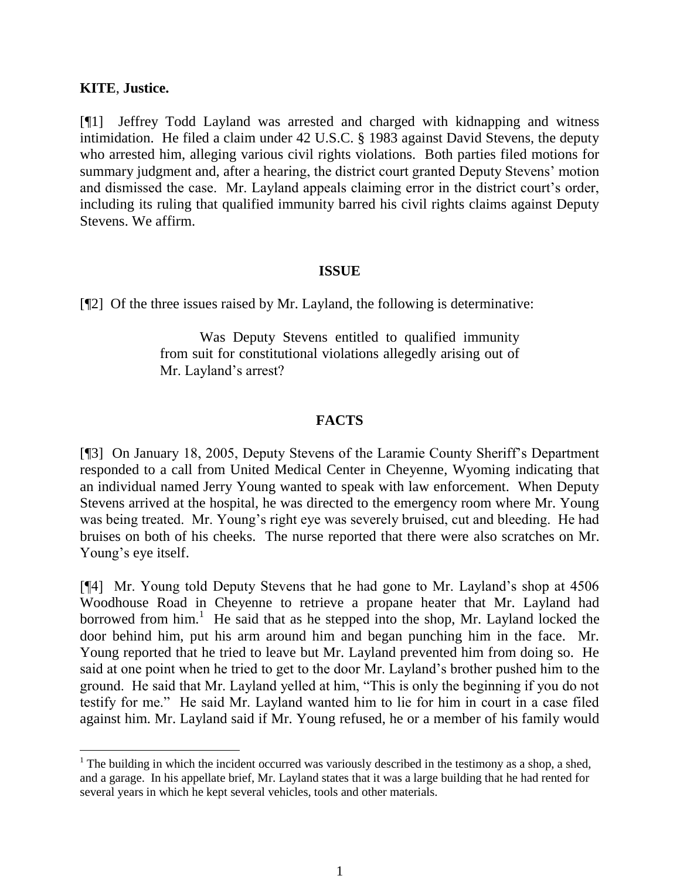**KITE**, **Justice.**

[¶1] Jeffrey Todd Layland was arrested and charged with kidnapping and witness intimidation. He filed a claim under 42 U.S.C. § 1983 against David Stevens, the deputy who arrested him, alleging various civil rights violations. Both parties filed motions for summary judgment and, after a hearing, the district court granted Deputy Stevens' motion and dismissed the case. Mr. Layland appeals claiming error in the district court's order, including its ruling that qualified immunity barred his civil rights claims against Deputy Stevens. We affirm.

## ISSUE

[¶2] Of the three issues raised by Mr. Layland, the following is determinative:

> Was Deputy Stevens entitled to qualified immunity from suit for constitutional violations allegedly arising out of Mr. Layland's arrest?

## FACTS

[¶3] On January 18, 2005, Deputy Stevens of the Laramie County Sheriff's Department responded to a call from United Medical Center in Cheyenne, Wyoming indicating that an individual named Jerry Young wanted to speak with law enforcement. When Deputy Stevens arrived at the hospital, he was directed to the emergency room where Mr. Young was being treated. Mr. Young's right eye was severely bruised, cut and bleeding. He had bruises on both of his cheeks. The nurse reported that there were also scratches on Mr. Young's eye itself.

[¶4] Mr. Young told Deputy Stevens that he had gone to Mr. Layland's shop at 4506 Woodhouse Road in Cheyenne to retrieve a propane heater that Mr. Layland had borrowed from him.[1] He said that as he stepped into the shop, Mr. Layland locked the door behind him, put his arm around him and began punching him in the face. Mr. Young reported that he tried to leave but Mr. Layland prevented him from doing so. He said at one point when he tried to get to the door Mr. Layland's brother pushed him to the ground. He said that Mr. Layland yelled at him, "This is only the beginning if you do not testify for me." He said Mr. Layland wanted him to lie for him in court in a case filed against him. Mr. Layland said if Mr. Young refused, he or a member of his family would

---

[1] The building in which the incident occurred was variously described in the testimony as a shop, a shed, and a garage. In his appellate brief, Mr. Layland states that it was a large building that he had rented for several years in which he kept several vehicles, tools and other materials.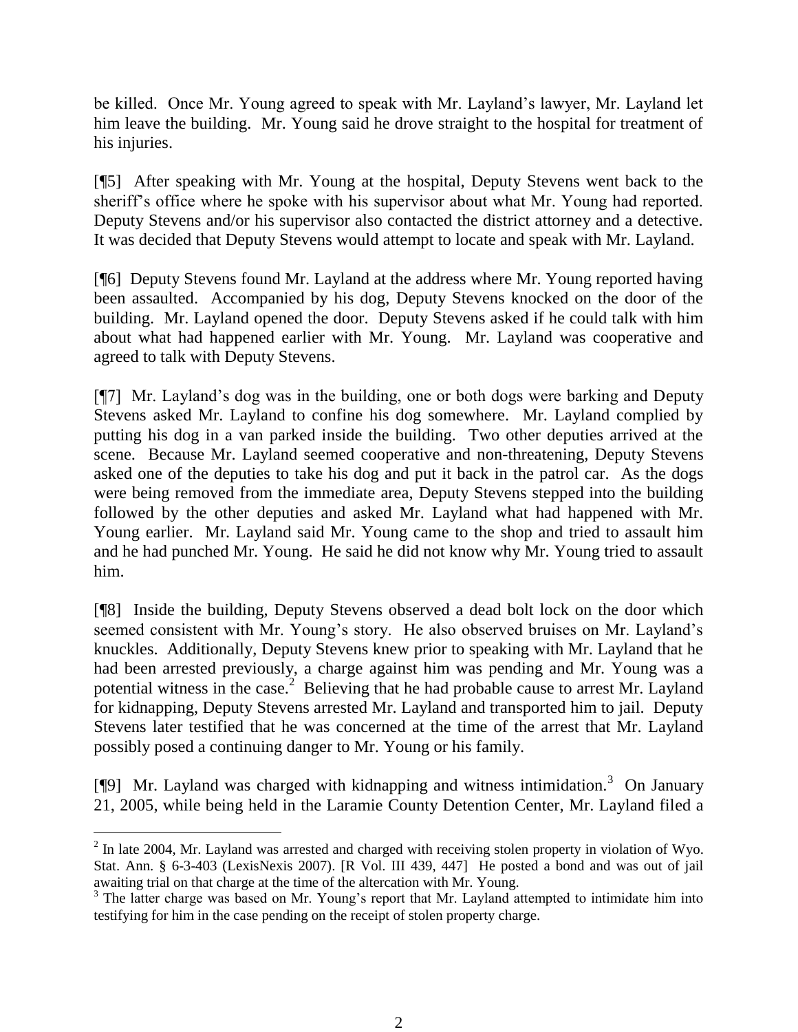be killed. Once Mr. Young agreed to speak with Mr. Layland's lawyer, Mr. Layland let him leave the building. Mr. Young said he drove straight to the hospital for treatment of his injuries.

[¶5] After speaking with Mr. Young at the hospital, Deputy Stevens went back to the sheriff's office where he spoke with his supervisor about what Mr. Young had reported. Deputy Stevens and/or his supervisor also contacted the district attorney and a detective. It was decided that Deputy Stevens would attempt to locate and speak with Mr. Layland.

[¶6] Deputy Stevens found Mr. Layland at the address where Mr. Young reported having been assaulted. Accompanied by his dog, Deputy Stevens knocked on the door of the building. Mr. Layland opened the door. Deputy Stevens asked if he could talk with him about what had happened earlier with Mr. Young. Mr. Layland was cooperative and agreed to talk with Deputy Stevens.

[¶7] Mr. Layland's dog was in the building, one or both dogs were barking and Deputy Stevens asked Mr. Layland to confine his dog somewhere. Mr. Layland complied by putting his dog in a van parked inside the building. Two other deputies arrived at the scene. Because Mr. Layland seemed cooperative and non-threatening, Deputy Stevens asked one of the deputies to take his dog and put it back in the patrol car. As the dogs were being removed from the immediate area, Deputy Stevens stepped into the building followed by the other deputies and asked Mr. Layland what had happened with Mr. Young earlier. Mr. Layland said Mr. Young came to the shop and tried to assault him and he had punched Mr. Young. He said he did not know why Mr. Young tried to assault him.

[¶8] Inside the building, Deputy Stevens observed a dead bolt lock on the door which seemed consistent with Mr. Young's story. He also observed bruises on Mr. Layland's knuckles. Additionally, Deputy Stevens knew prior to speaking with Mr. Layland that he had been arrested previously, a charge against him was pending and Mr. Young was a potential witness in the case.[2] Believing that he had probable cause to arrest Mr. Layland for kidnapping, Deputy Stevens arrested Mr. Layland and transported him to jail. Deputy Stevens later testified that he was concerned at the time of the arrest that Mr. Layland possibly posed a continuing danger to Mr. Young or his family.

[¶9] Mr. Layland was charged with kidnapping and witness intimidation.[3] On January 21, 2005, while being held in the Laramie County Detention Center, Mr. Layland filed a

---

[2] In late 2004, Mr. Layland was arrested and charged with receiving stolen property in violation of Wyo. Stat. Ann. § 6-3-403 (LexisNexis 2007). [R Vol. III 439, 447] He posted a bond and was out of jail awaiting trial on that charge at the time of the altercation with Mr. Young.

[3] The latter charge was based on Mr. Young's report that Mr. Layland attempted to intimidate him into testifying for him in the case pending on the receipt of stolen property charge.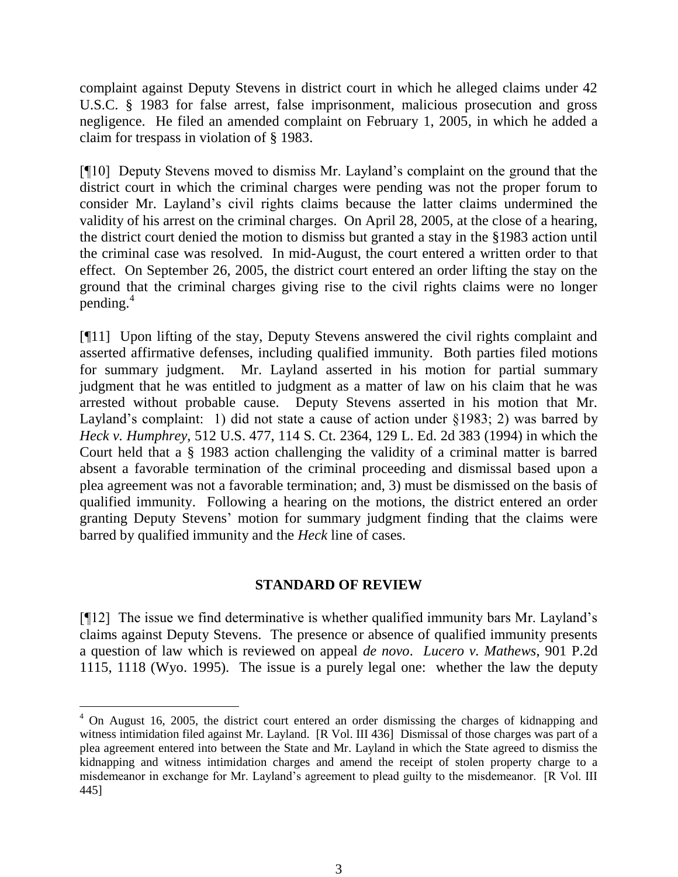complaint against Deputy Stevens in district court in which he alleged claims under 42 U.S.C. § 1983 for false arrest, false imprisonment, malicious prosecution and gross negligence. He filed an amended complaint on February 1, 2005, in which he added a claim for trespass in violation of § 1983.

[¶10] Deputy Stevens moved to dismiss Mr. Layland's complaint on the ground that the district court in which the criminal charges were pending was not the proper forum to consider Mr. Layland's civil rights claims because the latter claims undermined the validity of his arrest on the criminal charges. On April 28, 2005, at the close of a hearing, the district court denied the motion to dismiss but granted a stay in the §1983 action until the criminal case was resolved. In mid-August, the court entered a written order to that effect. On September 26, 2005, the district court entered an order lifting the stay on the ground that the criminal charges giving rise to the civil rights claims were no longer pending.[4]

[¶11] Upon lifting of the stay, Deputy Stevens answered the civil rights complaint and asserted affirmative defenses, including qualified immunity. Both parties filed motions for summary judgment. Mr. Layland asserted in his motion for partial summary judgment that he was entitled to judgment as a matter of law on his claim that he was arrested without probable cause. Deputy Stevens asserted in his motion that Mr. Layland's complaint: 1) did not state a cause of action under §1983; 2) was barred by *Heck v. Humphrey*, 512 U.S. 477, 114 S. Ct. 2364, 129 L. Ed. 2d 383 (1994) in which the Court held that a § 1983 action challenging the validity of a criminal matter is barred absent a favorable termination of the criminal proceeding and dismissal based upon a plea agreement was not a favorable termination; and, 3) must be dismissed on the basis of qualified immunity. Following a hearing on the motions, the district entered an order granting Deputy Stevens' motion for summary judgment finding that the claims were barred by qualified immunity and the *Heck* line of cases.

## STANDARD OF REVIEW

[¶12] The issue we find determinative is whether qualified immunity bars Mr. Layland's claims against Deputy Stevens. The presence or absence of qualified immunity presents a question of law which is reviewed on appeal *de novo*. *Lucero v. Mathews*, 901 P.2d 1115, 1118 (Wyo. 1995). The issue is a purely legal one: whether the law the deputy

---

[4] On August 16, 2005, the district court entered an order dismissing the charges of kidnapping and witness intimidation filed against Mr. Layland. [R Vol. III 436] Dismissal of those charges was part of a plea agreement entered into between the State and Mr. Layland in which the State agreed to dismiss the kidnapping and witness intimidation charges and amend the receipt of stolen property charge to a misdemeanor in exchange for Mr. Layland's agreement to plead guilty to the misdemeanor. [R Vol. III 445]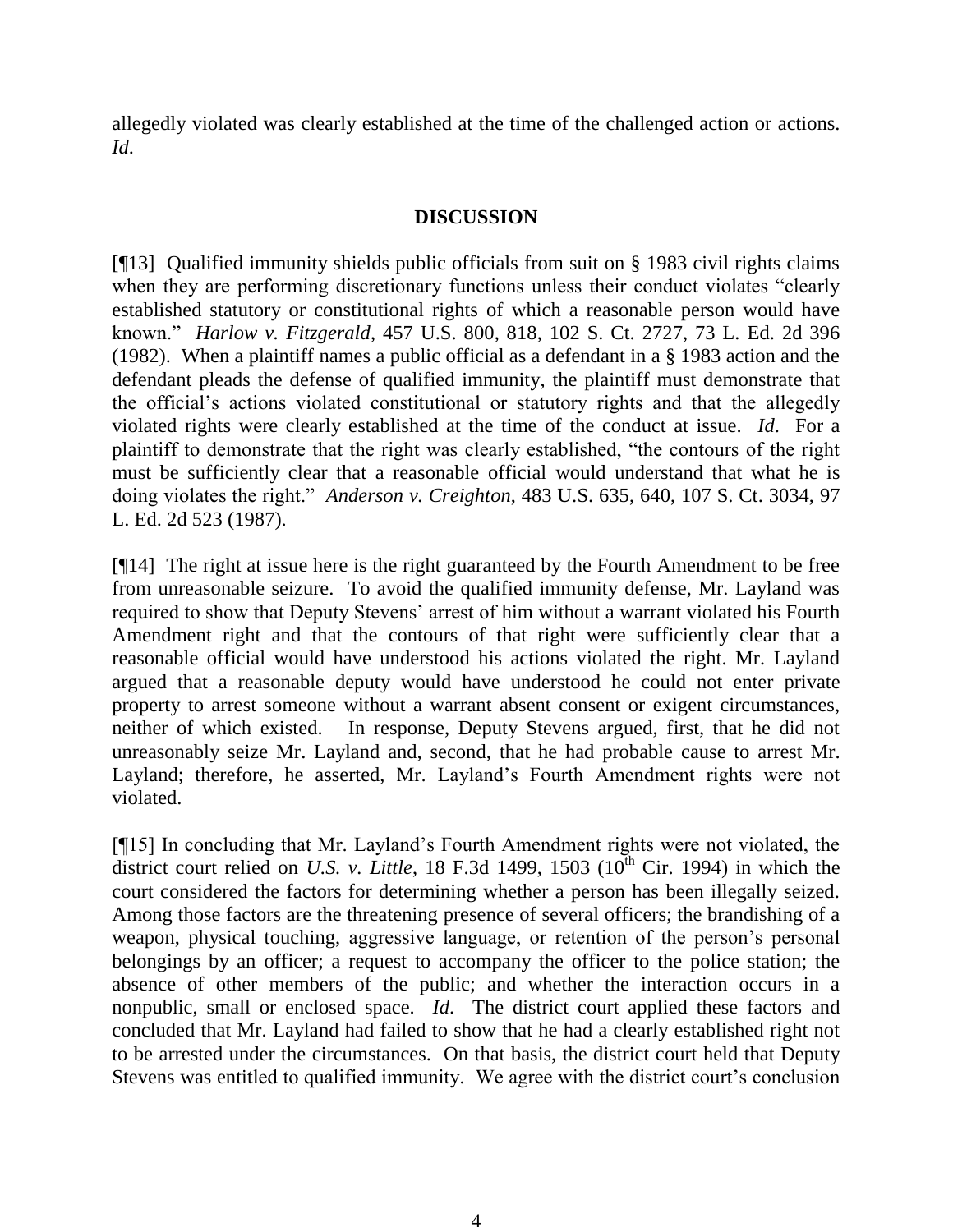allegedly violated was clearly established at the time of the challenged action or actions. *Id*.

## DISCUSSION

[¶13] Qualified immunity shields public officials from suit on § 1983 civil rights claims when they are performing discretionary functions unless their conduct violates "clearly established statutory or constitutional rights of which a reasonable person would have known." *Harlow v. Fitzgerald*, 457 U.S. 800, 818, 102 S. Ct. 2727, 73 L. Ed. 2d 396 (1982). When a plaintiff names a public official as a defendant in a § 1983 action and the defendant pleads the defense of qualified immunity, the plaintiff must demonstrate that the official's actions violated constitutional or statutory rights and that the allegedly violated rights were clearly established at the time of the conduct at issue. *Id*. For a plaintiff to demonstrate that the right was clearly established, "the contours of the right must be sufficiently clear that a reasonable official would understand that what he is doing violates the right." *Anderson v. Creighton*, 483 U.S. 635, 640, 107 S. Ct. 3034, 97 L. Ed. 2d 523 (1987).

[¶14] The right at issue here is the right guaranteed by the Fourth Amendment to be free from unreasonable seizure. To avoid the qualified immunity defense, Mr. Layland was required to show that Deputy Stevens' arrest of him without a warrant violated his Fourth Amendment right and that the contours of that right were sufficiently clear that a reasonable official would have understood his actions violated the right. Mr. Layland argued that a reasonable deputy would have understood he could not enter private property to arrest someone without a warrant absent consent or exigent circumstances, neither of which existed. In response, Deputy Stevens argued, first, that he did not unreasonably seize Mr. Layland and, second, that he had probable cause to arrest Mr. Layland; therefore, he asserted, Mr. Layland's Fourth Amendment rights were not violated.

[¶15] In concluding that Mr. Layland's Fourth Amendment rights were not violated, the district court relied on *U.S. v. Little*, 18 F.3d 1499, 1503 (10th Cir. 1994) in which the court considered the factors for determining whether a person has been illegally seized. Among those factors are the threatening presence of several officers; the brandishing of a weapon, physical touching, aggressive language, or retention of the person's personal belongings by an officer; a request to accompany the officer to the police station; the absence of other members of the public; and whether the interaction occurs in a nonpublic, small or enclosed space. *Id*. The district court applied these factors and concluded that Mr. Layland had failed to show that he had a clearly established right not to be arrested under the circumstances. On that basis, the district court held that Deputy Stevens was entitled to qualified immunity. We agree with the district court's conclusion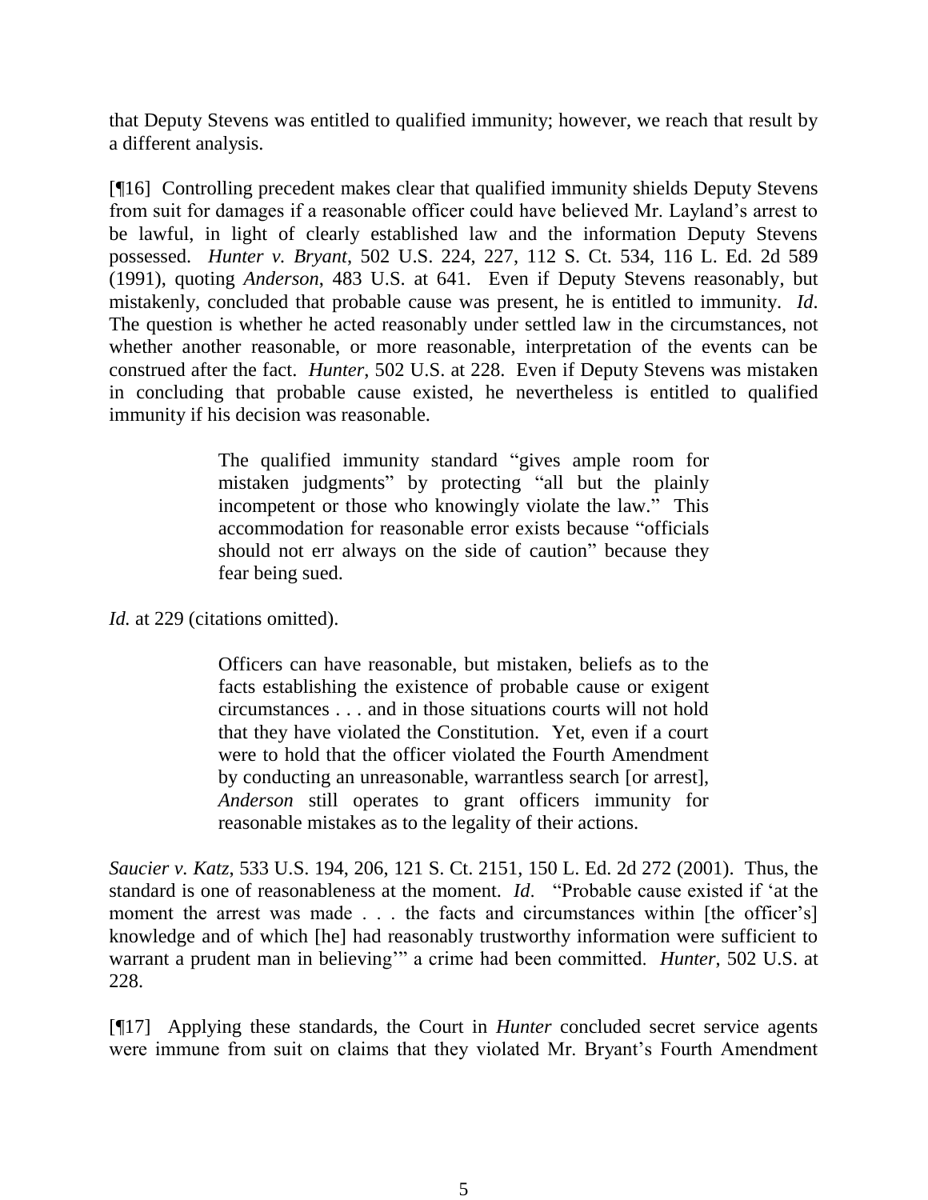that Deputy Stevens was entitled to qualified immunity; however, we reach that result by a different analysis.

[¶16] Controlling precedent makes clear that qualified immunity shields Deputy Stevens from suit for damages if a reasonable officer could have believed Mr. Layland's arrest to be lawful, in light of clearly established law and the information Deputy Stevens possessed. *Hunter v. Bryant*, 502 U.S. 224, 227, 112 S. Ct. 534, 116 L. Ed. 2d 589 (1991), quoting *Anderson*, 483 U.S. at 641. Even if Deputy Stevens reasonably, but mistakenly, concluded that probable cause was present, he is entitled to immunity. *Id*. The question is whether he acted reasonably under settled law in the circumstances, not whether another reasonable, or more reasonable, interpretation of the events can be construed after the fact. *Hunter*, 502 U.S. at 228. Even if Deputy Stevens was mistaken in concluding that probable cause existed, he nevertheless is entitled to qualified immunity if his decision was reasonable.

> The qualified immunity standard "gives ample room for mistaken judgments" by protecting "all but the plainly incompetent or those who knowingly violate the law." This accommodation for reasonable error exists because "officials should not err always on the side of caution" because they fear being sued.

*Id.* at 229 (citations omitted).

> Officers can have reasonable, but mistaken, beliefs as to the facts establishing the existence of probable cause or exigent circumstances . . . and in those situations courts will not hold that they have violated the Constitution. Yet, even if a court were to hold that the officer violated the Fourth Amendment by conducting an unreasonable, warrantless search [or arrest], *Anderson* still operates to grant officers immunity for reasonable mistakes as to the legality of their actions.

*Saucier v. Katz*, 533 U.S. 194, 206, 121 S. Ct. 2151, 150 L. Ed. 2d 272 (2001). Thus, the standard is one of reasonableness at the moment. *Id*. "Probable cause existed if 'at the moment the arrest was made . . . the facts and circumstances within [the officer's] knowledge and of which [he] had reasonably trustworthy information were sufficient to warrant a prudent man in believing'" a crime had been committed. *Hunter*, 502 U.S. at 228.

[¶17] Applying these standards, the Court in *Hunter* concluded secret service agents were immune from suit on claims that they violated Mr. Bryant's Fourth Amendment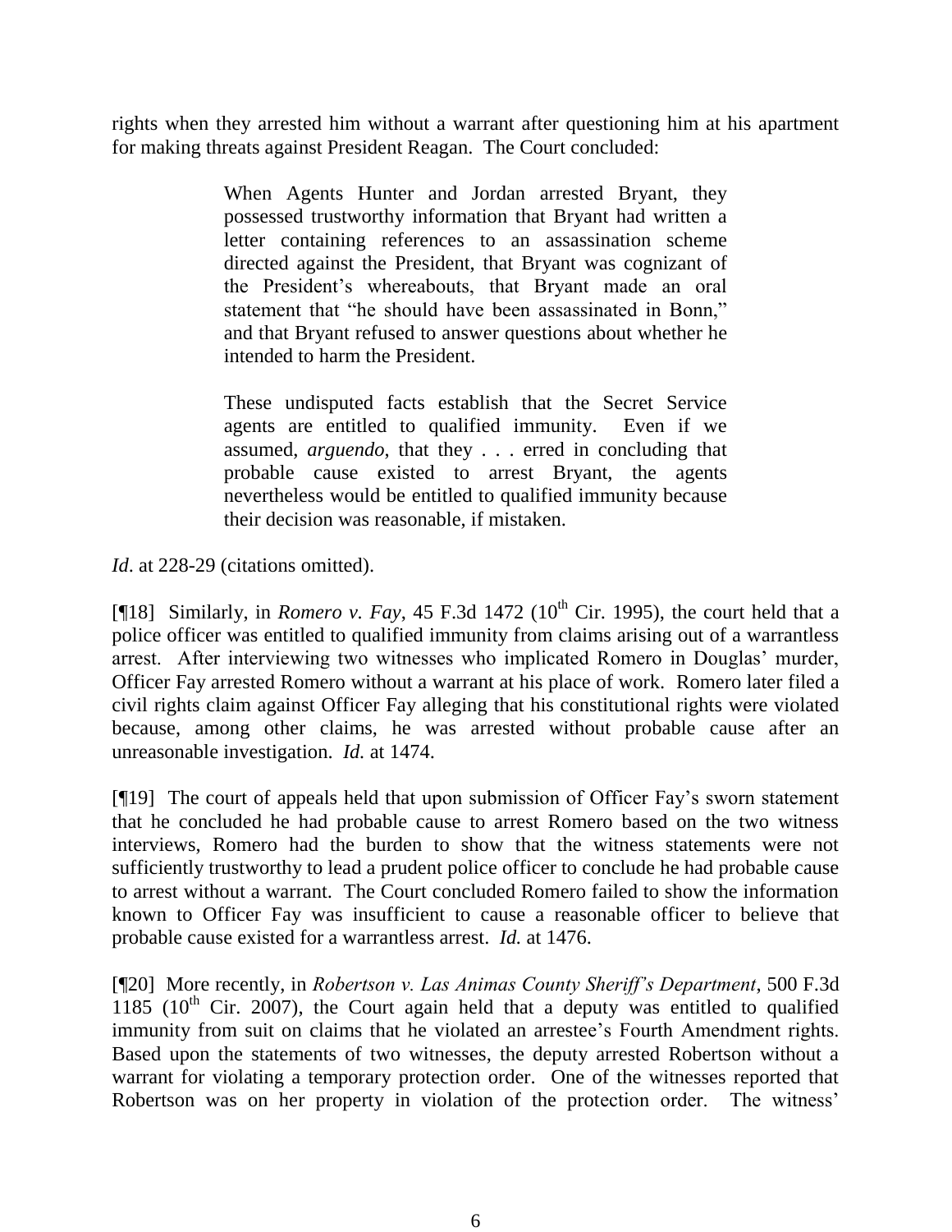rights when they arrested him without a warrant after questioning him at his apartment for making threats against President Reagan. The Court concluded:

> When Agents Hunter and Jordan arrested Bryant, they possessed trustworthy information that Bryant had written a letter containing references to an assassination scheme directed against the President, that Bryant was cognizant of the President's whereabouts, that Bryant made an oral statement that "he should have been assassinated in Bonn," and that Bryant refused to answer questions about whether he intended to harm the President.
>
> These undisputed facts establish that the Secret Service agents are entitled to qualified immunity. Even if we assumed, *arguendo*, that they . . . erred in concluding that probable cause existed to arrest Bryant, the agents nevertheless would be entitled to qualified immunity because their decision was reasonable, if mistaken.

*Id*. at 228-29 (citations omitted).

[¶18] Similarly, in *Romero v. Fay*, 45 F.3d 1472 (10th Cir. 1995), the court held that a police officer was entitled to qualified immunity from claims arising out of a warrantless arrest. After interviewing two witnesses who implicated Romero in Douglas' murder, Officer Fay arrested Romero without a warrant at his place of work. Romero later filed a civil rights claim against Officer Fay alleging that his constitutional rights were violated because, among other claims, he was arrested without probable cause after an unreasonable investigation. *Id.* at 1474.

[¶19] The court of appeals held that upon submission of Officer Fay's sworn statement that he concluded he had probable cause to arrest Romero based on the two witness interviews, Romero had the burden to show that the witness statements were not sufficiently trustworthy to lead a prudent police officer to conclude he had probable cause to arrest without a warrant. The Court concluded Romero failed to show the information known to Officer Fay was insufficient to cause a reasonable officer to believe that probable cause existed for a warrantless arrest. *Id.* at 1476.

[¶20] More recently, in *Robertson v. Las Animas County Sheriff's Department*, 500 F.3d 1185 (10th Cir. 2007), the Court again held that a deputy was entitled to qualified immunity from suit on claims that he violated an arrestee's Fourth Amendment rights. Based upon the statements of two witnesses, the deputy arrested Robertson without a warrant for violating a temporary protection order. One of the witnesses reported that Robertson was on her property in violation of the protection order. The witness'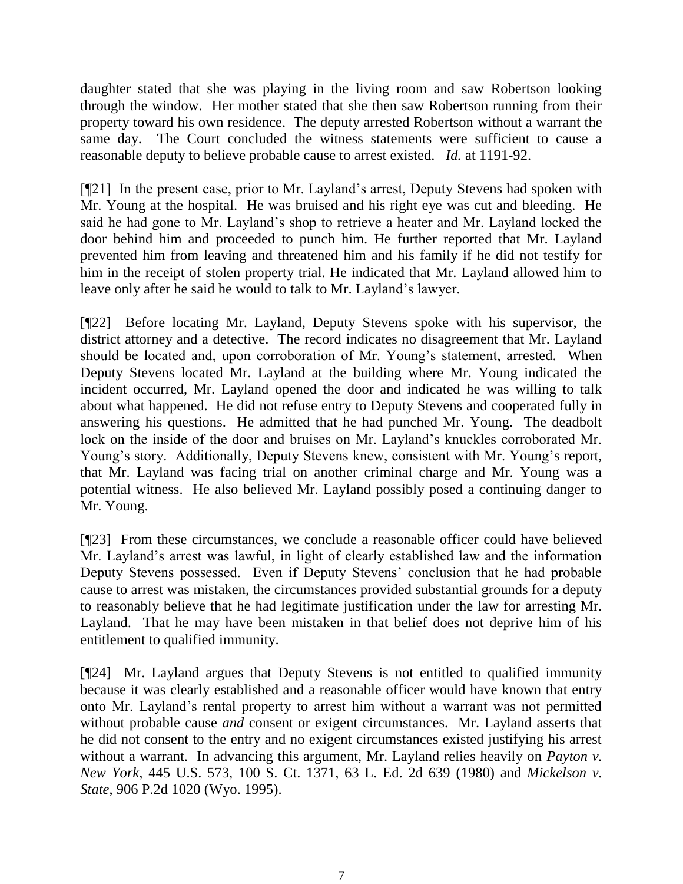daughter stated that she was playing in the living room and saw Robertson looking through the window. Her mother stated that she then saw Robertson running from their property toward his own residence. The deputy arrested Robertson without a warrant the same day. The Court concluded the witness statements were sufficient to cause a reasonable deputy to believe probable cause to arrest existed. *Id.* at 1191-92.

[¶21] In the present case, prior to Mr. Layland's arrest, Deputy Stevens had spoken with Mr. Young at the hospital. He was bruised and his right eye was cut and bleeding. He said he had gone to Mr. Layland's shop to retrieve a heater and Mr. Layland locked the door behind him and proceeded to punch him. He further reported that Mr. Layland prevented him from leaving and threatened him and his family if he did not testify for him in the receipt of stolen property trial. He indicated that Mr. Layland allowed him to leave only after he said he would to talk to Mr. Layland's lawyer.

[¶22] Before locating Mr. Layland, Deputy Stevens spoke with his supervisor, the district attorney and a detective. The record indicates no disagreement that Mr. Layland should be located and, upon corroboration of Mr. Young's statement, arrested. When Deputy Stevens located Mr. Layland at the building where Mr. Young indicated the incident occurred, Mr. Layland opened the door and indicated he was willing to talk about what happened. He did not refuse entry to Deputy Stevens and cooperated fully in answering his questions. He admitted that he had punched Mr. Young. The deadbolt lock on the inside of the door and bruises on Mr. Layland's knuckles corroborated Mr. Young's story. Additionally, Deputy Stevens knew, consistent with Mr. Young's report, that Mr. Layland was facing trial on another criminal charge and Mr. Young was a potential witness. He also believed Mr. Layland possibly posed a continuing danger to Mr. Young.

[¶23] From these circumstances, we conclude a reasonable officer could have believed Mr. Layland's arrest was lawful, in light of clearly established law and the information Deputy Stevens possessed. Even if Deputy Stevens' conclusion that he had probable cause to arrest was mistaken, the circumstances provided substantial grounds for a deputy to reasonably believe that he had legitimate justification under the law for arresting Mr. Layland. That he may have been mistaken in that belief does not deprive him of his entitlement to qualified immunity.

[¶24] Mr. Layland argues that Deputy Stevens is not entitled to qualified immunity because it was clearly established and a reasonable officer would have known that entry onto Mr. Layland's rental property to arrest him without a warrant was not permitted without probable cause *and* consent or exigent circumstances. Mr. Layland asserts that he did not consent to the entry and no exigent circumstances existed justifying his arrest without a warrant. In advancing this argument, Mr. Layland relies heavily on *Payton v. New York*, 445 U.S. 573, 100 S. Ct. 1371, 63 L. Ed. 2d 639 (1980) and *Mickelson v. State*, 906 P.2d 1020 (Wyo. 1995).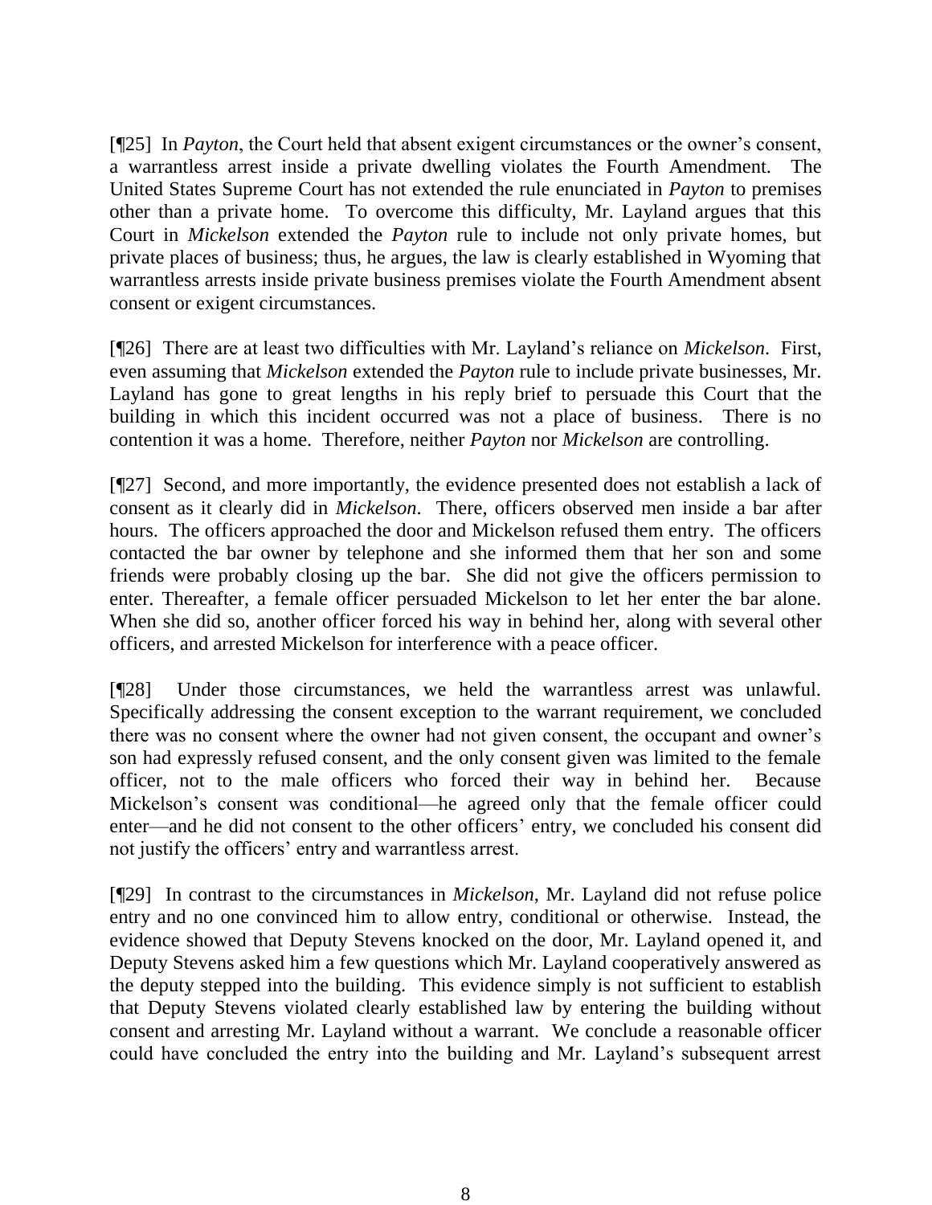[¶25] In *Payton*, the Court held that absent exigent circumstances or the owner's consent, a warrantless arrest inside a private dwelling violates the Fourth Amendment. The United States Supreme Court has not extended the rule enunciated in *Payton* to premises other than a private home. To overcome this difficulty, Mr. Layland argues that this Court in *Mickelson* extended the *Payton* rule to include not only private homes, but private places of business; thus, he argues, the law is clearly established in Wyoming that warrantless arrests inside private business premises violate the Fourth Amendment absent consent or exigent circumstances.

[¶26] There are at least two difficulties with Mr. Layland's reliance on *Mickelson*. First, even assuming that *Mickelson* extended the *Payton* rule to include private businesses, Mr. Layland has gone to great lengths in his reply brief to persuade this Court that the building in which this incident occurred was not a place of business. There is no contention it was a home. Therefore, neither *Payton* nor *Mickelson* are controlling.

[¶27] Second, and more importantly, the evidence presented does not establish a lack of consent as it clearly did in *Mickelson*. There, officers observed men inside a bar after hours. The officers approached the door and Mickelson refused them entry. The officers contacted the bar owner by telephone and she informed them that her son and some friends were probably closing up the bar. She did not give the officers permission to enter. Thereafter, a female officer persuaded Mickelson to let her enter the bar alone. When she did so, another officer forced his way in behind her, along with several other officers, and arrested Mickelson for interference with a peace officer.

[¶28] Under those circumstances, we held the warrantless arrest was unlawful. Specifically addressing the consent exception to the warrant requirement, we concluded there was no consent where the owner had not given consent, the occupant and owner's son had expressly refused consent, and the only consent given was limited to the female officer, not to the male officers who forced their way in behind her. Because Mickelson's consent was conditional—he agreed only that the female officer could enter—and he did not consent to the other officers' entry, we concluded his consent did not justify the officers' entry and warrantless arrest.

[¶29] In contrast to the circumstances in *Mickelson*, Mr. Layland did not refuse police entry and no one convinced him to allow entry, conditional or otherwise. Instead, the evidence showed that Deputy Stevens knocked on the door, Mr. Layland opened it, and Deputy Stevens asked him a few questions which Mr. Layland cooperatively answered as the deputy stepped into the building. This evidence simply is not sufficient to establish that Deputy Stevens violated clearly established law by entering the building without consent and arresting Mr. Layland without a warrant. We conclude a reasonable officer could have concluded the entry into the building and Mr. Layland's subsequent arrest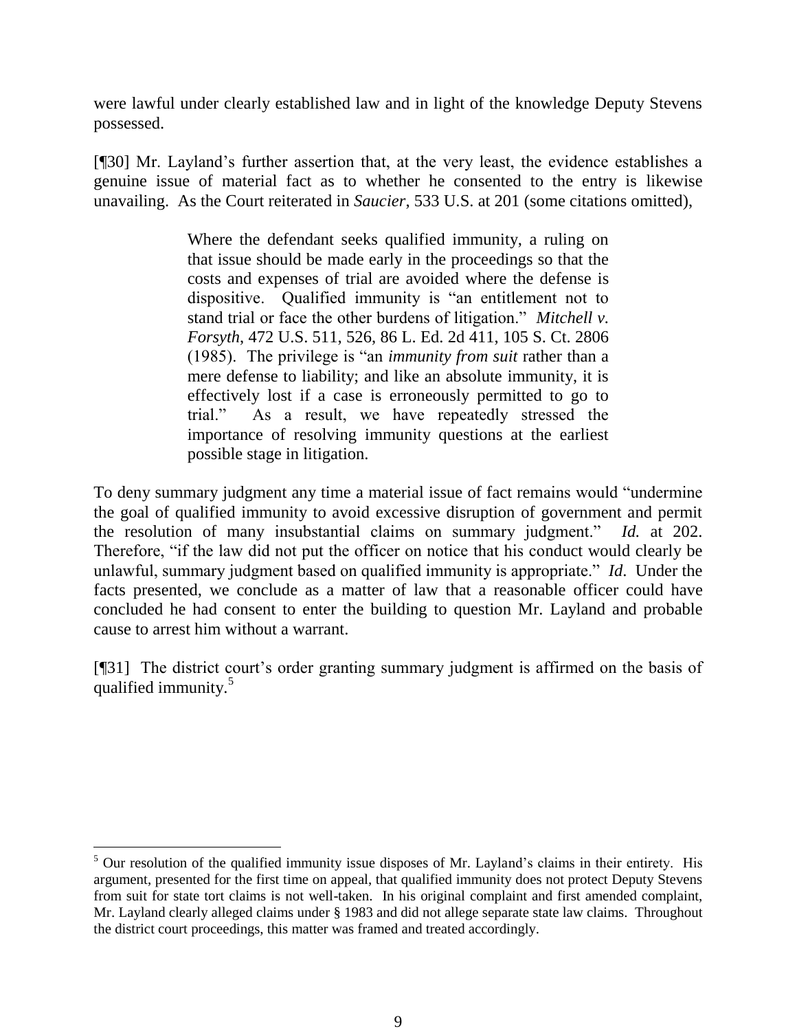were lawful under clearly established law and in light of the knowledge Deputy Stevens possessed.

[¶30] Mr. Layland's further assertion that, at the very least, the evidence establishes a genuine issue of material fact as to whether he consented to the entry is likewise unavailing. As the Court reiterated in *Saucier*, 533 U.S. at 201 (some citations omitted),

> Where the defendant seeks qualified immunity, a ruling on that issue should be made early in the proceedings so that the costs and expenses of trial are avoided where the defense is dispositive. Qualified immunity is "an entitlement not to stand trial or face the other burdens of litigation." *Mitchell v. Forsyth*, 472 U.S. 511, 526, 86 L. Ed. 2d 411, 105 S. Ct. 2806 (1985). The privilege is "an *immunity from suit* rather than a mere defense to liability; and like an absolute immunity, it is effectively lost if a case is erroneously permitted to go to trial." As a result, we have repeatedly stressed the importance of resolving immunity questions at the earliest possible stage in litigation.

To deny summary judgment any time a material issue of fact remains would "undermine the goal of qualified immunity to avoid excessive disruption of government and permit the resolution of many insubstantial claims on summary judgment." *Id.* at 202. Therefore, "if the law did not put the officer on notice that his conduct would clearly be unlawful, summary judgment based on qualified immunity is appropriate." *Id*. Under the facts presented, we conclude as a matter of law that a reasonable officer could have concluded he had consent to enter the building to question Mr. Layland and probable cause to arrest him without a warrant.

[¶31] The district court's order granting summary judgment is affirmed on the basis of qualified immunity.[5]

---

[5] Our resolution of the qualified immunity issue disposes of Mr. Layland's claims in their entirety. His argument, presented for the first time on appeal, that qualified immunity does not protect Deputy Stevens from suit for state tort claims is not well-taken. In his original complaint and first amended complaint, Mr. Layland clearly alleged claims under § 1983 and did not allege separate state law claims. Throughout the district court proceedings, this matter was framed and treated accordingly.